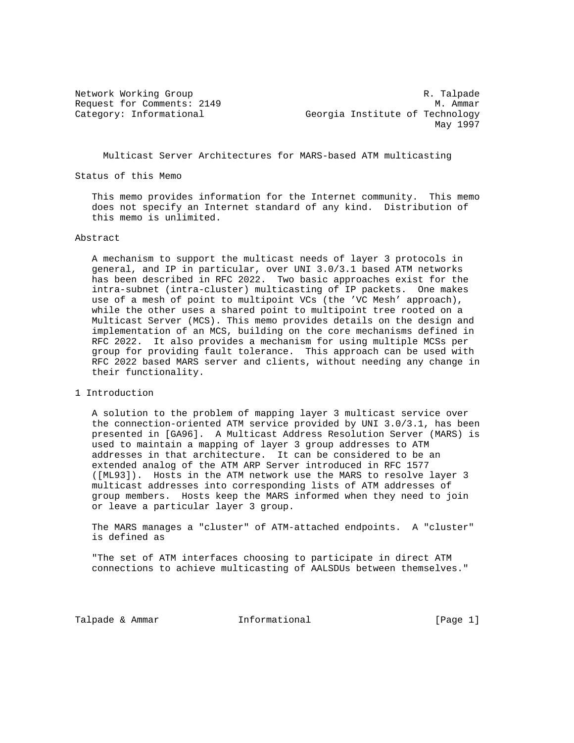Network Working Group R. Talpade
Request for Comments: 2149 M. Ammar
Category: Informational Georgia Institute of Technology
May 1997

# Multicast Server Architectures for MARS-based ATM multicasting

## Status of this Memo

This memo provides information for the Internet community. This memo does not specify an Internet standard of any kind. Distribution of this memo is unlimited.

## Abstract

A mechanism to support the multicast needs of layer 3 protocols in general, and IP in particular, over UNI 3.0/3.1 based ATM networks has been described in RFC 2022. Two basic approaches exist for the intra-subnet (intra-cluster) multicasting of IP packets. One makes use of a mesh of point to multipoint VCs (the 'VC Mesh' approach), while the other uses a shared point to multipoint tree rooted on a Multicast Server (MCS). This memo provides details on the design and implementation of an MCS, building on the core mechanisms defined in RFC 2022. It also provides a mechanism for using multiple MCSs per group for providing fault tolerance. This approach can be used with RFC 2022 based MARS server and clients, without needing any change in their functionality.

## 1 Introduction

A solution to the problem of mapping layer 3 multicast service over the connection-oriented ATM service provided by UNI 3.0/3.1, has been presented in [GA96]. A Multicast Address Resolution Server (MARS) is used to maintain a mapping of layer 3 group addresses to ATM addresses in that architecture. It can be considered to be an extended analog of the ATM ARP Server introduced in RFC 1577 ([ML93]). Hosts in the ATM network use the MARS to resolve layer 3 multicast addresses into corresponding lists of ATM addresses of group members. Hosts keep the MARS informed when they need to join or leave a particular layer 3 group.

The MARS manages a "cluster" of ATM-attached endpoints. A "cluster" is defined as

"The set of ATM interfaces choosing to participate in direct ATM connections to achieve multicasting of AALSDUs between themselves."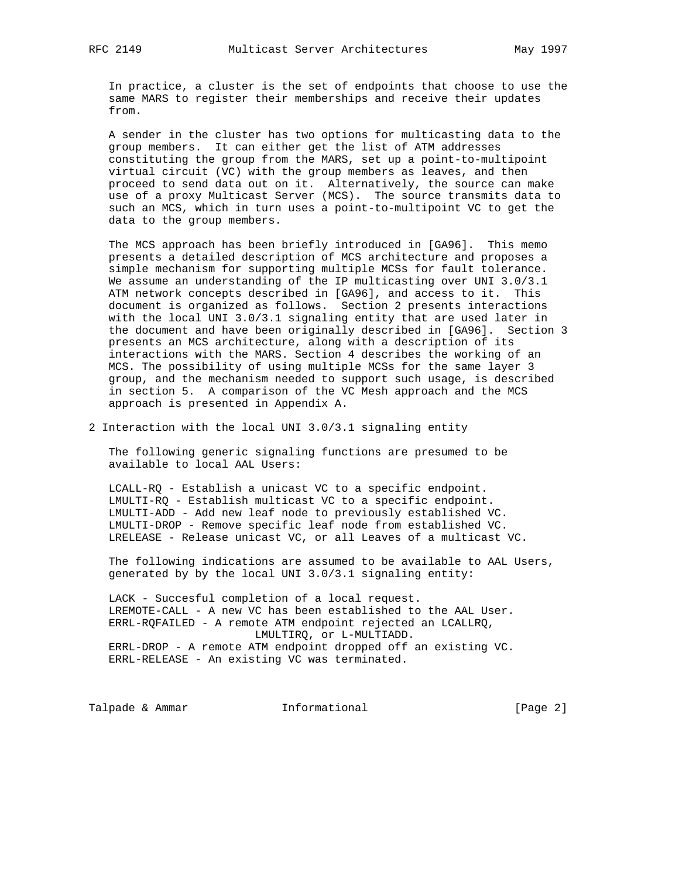In practice, a cluster is the set of endpoints that choose to use the same MARS to register their memberships and receive their updates from.

A sender in the cluster has two options for multicasting data to the group members. It can either get the list of ATM addresses constituting the group from the MARS, set up a point-to-multipoint virtual circuit (VC) with the group members as leaves, and then proceed to send data out on it. Alternatively, the source can make use of a proxy Multicast Server (MCS). The source transmits data to such an MCS, which in turn uses a point-to-multipoint VC to get the data to the group members.

The MCS approach has been briefly introduced in [GA96]. This memo presents a detailed description of MCS architecture and proposes a simple mechanism for supporting multiple MCSs for fault tolerance. We assume an understanding of the IP multicasting over UNI 3.0/3.1 ATM network concepts described in [GA96], and access to it. This document is organized as follows. Section 2 presents interactions with the local UNI 3.0/3.1 signaling entity that are used later in the document and have been originally described in [GA96]. Section 3 presents an MCS architecture, along with a description of its interactions with the MARS. Section 4 describes the working of an MCS. The possibility of using multiple MCSs for the same layer 3 group, and the mechanism needed to support such usage, is described in section 5. A comparison of the VC Mesh approach and the MCS approach is presented in Appendix A.

## 2 Interaction with the local UNI 3.0/3.1 signaling entity

The following generic signaling functions are presumed to be available to local AAL Users:

```
LCALL-RQ - Establish a unicast VC to a specific endpoint.
LMULTI-RQ - Establish multicast VC to a specific endpoint.
LMULTI-ADD - Add new leaf node to previously established VC.
LMULTI-DROP - Remove specific leaf node from established VC.
LRELEASE - Release unicast VC, or all Leaves of a multicast VC.
```

The following indications are assumed to be available to AAL Users, generated by by the local UNI 3.0/3.1 signaling entity:

```
LACK - Succesful completion of a local request.
LREMOTE-CALL - A new VC has been established to the AAL User.
ERRL-RQFAILED - A remote ATM endpoint rejected an LCALLRQ,
                      LMULTIRQ, or L-MULTIADD.
ERRL-DROP - A remote ATM endpoint dropped off an existing VC.
ERRL-RELEASE - An existing VC was terminated.
```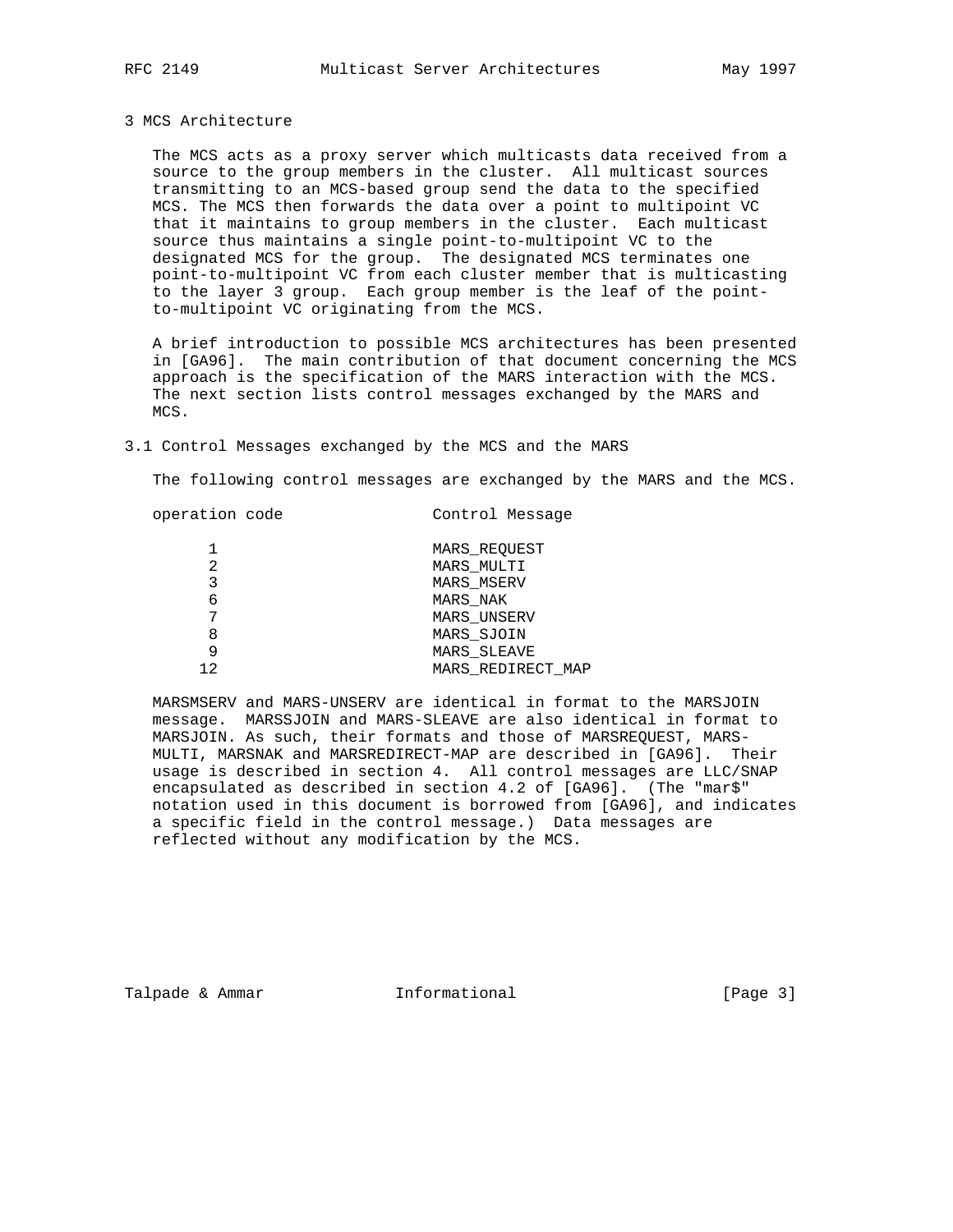## 3 MCS Architecture

The MCS acts as a proxy server which multicasts data received from a source to the group members in the cluster. All multicast sources transmitting to an MCS-based group send the data to the specified MCS. The MCS then forwards the data over a point to multipoint VC that it maintains to group members in the cluster. Each multicast source thus maintains a single point-to-multipoint VC to the designated MCS for the group. The designated MCS terminates one point-to-multipoint VC from each cluster member that is multicasting to the layer 3 group. Each group member is the leaf of the point-to-multipoint VC originating from the MCS.

A brief introduction to possible MCS architectures has been presented in [GA96]. The main contribution of that document concerning the MCS approach is the specification of the MARS interaction with the MCS. The next section lists control messages exchanged by the MARS and MCS.

### 3.1 Control Messages exchanged by the MCS and the MARS

The following control messages are exchanged by the MARS and the MCS.

| operation code | Control Message |
|---|---|
| 1 | MARS_REQUEST |
| 2 | MARS_MULTI |
| 3 | MARS_MSERV |
| 6 | MARS_NAK |
| 7 | MARS_UNSERV |
| 8 | MARS_SJOIN |
| 9 | MARS_SLEAVE |
| 12 | MARS_REDIRECT_MAP |

MARSMSERV and MARS-UNSERV are identical in format to the MARSJOIN message. MARSSJOIN and MARS-SLEAVE are also identical in format to MARSJOIN. As such, their formats and those of MARSREQUEST, MARS-MULTI, MARSNAK and MARSREDIRECT-MAP are described in [GA96]. Their usage is described in section 4. All control messages are LLC/SNAP encapsulated as described in section 4.2 of [GA96]. (The "mar$" notation used in this document is borrowed from [GA96], and indicates a specific field in the control message.) Data messages are reflected without any modification by the MCS.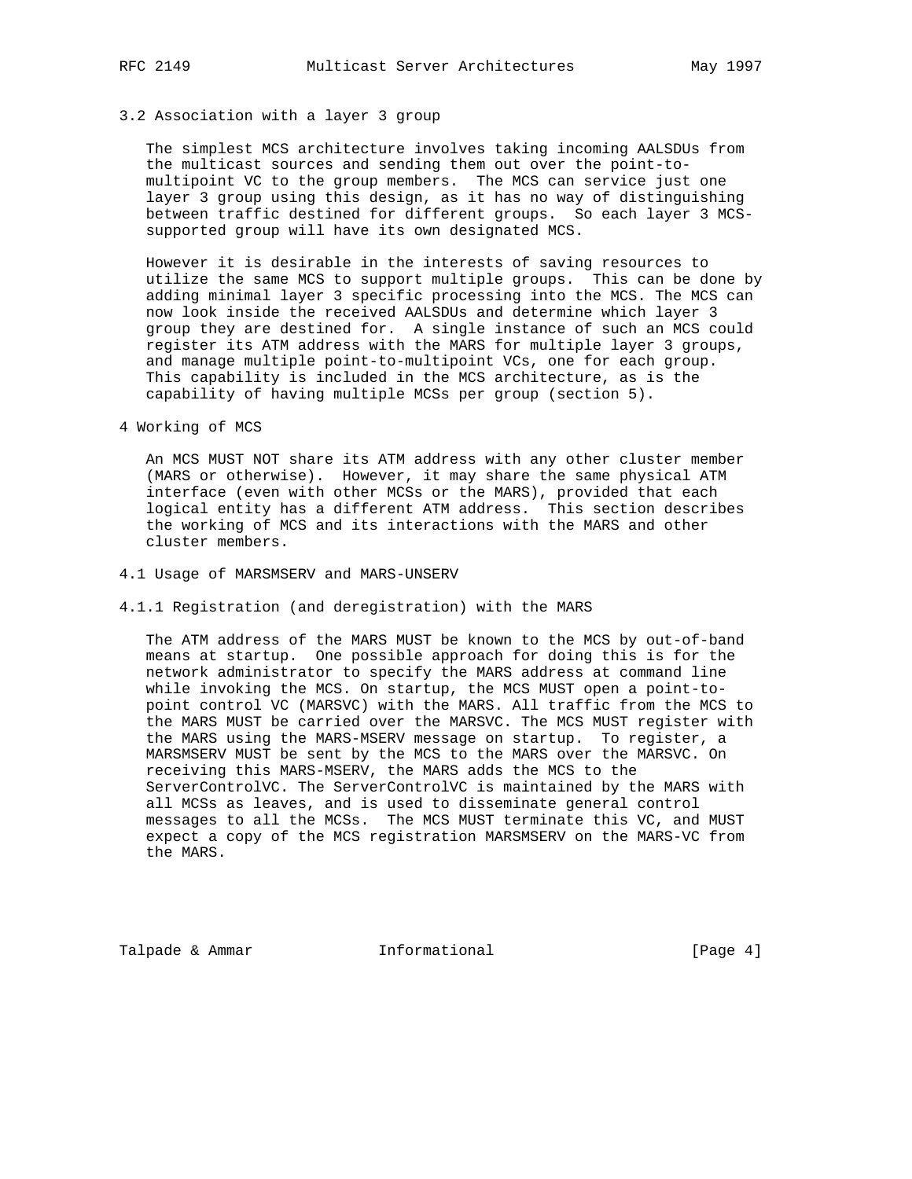### 3.2 Association with a layer 3 group

The simplest MCS architecture involves taking incoming AALSDUs from the multicast sources and sending them out over the point-to-multipoint VC to the group members. The MCS can service just one layer 3 group using this design, as it has no way of distinguishing between traffic destined for different groups. So each layer 3 MCS-supported group will have its own designated MCS.

However it is desirable in the interests of saving resources to utilize the same MCS to support multiple groups. This can be done by adding minimal layer 3 specific processing into the MCS. The MCS can now look inside the received AALSDUs and determine which layer 3 group they are destined for. A single instance of such an MCS could register its ATM address with the MARS for multiple layer 3 groups, and manage multiple point-to-multipoint VCs, one for each group. This capability is included in the MCS architecture, as is the capability of having multiple MCSs per group (section 5).

## 4 Working of MCS

An MCS MUST NOT share its ATM address with any other cluster member (MARS or otherwise). However, it may share the same physical ATM interface (even with other MCSs or the MARS), provided that each logical entity has a different ATM address. This section describes the working of MCS and its interactions with the MARS and other cluster members.

### 4.1 Usage of MARSMSERV and MARS-UNSERV

#### 4.1.1 Registration (and deregistration) with the MARS

The ATM address of the MARS MUST be known to the MCS by out-of-band means at startup. One possible approach for doing this is for the network administrator to specify the MARS address at command line while invoking the MCS. On startup, the MCS MUST open a point-to-point control VC (MARSVC) with the MARS. All traffic from the MCS to the MARS MUST be carried over the MARSVC. The MCS MUST register with the MARS using the MARS-MSERV message on startup. To register, a MARSMSERV MUST be sent by the MCS to the MARS over the MARSVC. On receiving this MARS-MSERV, the MARS adds the MCS to the ServerControlVC. The ServerControlVC is maintained by the MARS with all MCSs as leaves, and is used to disseminate general control messages to all the MCSs. The MCS MUST terminate this VC, and MUST expect a copy of the MCS registration MARSMSERV on the MARS-VC from the MARS.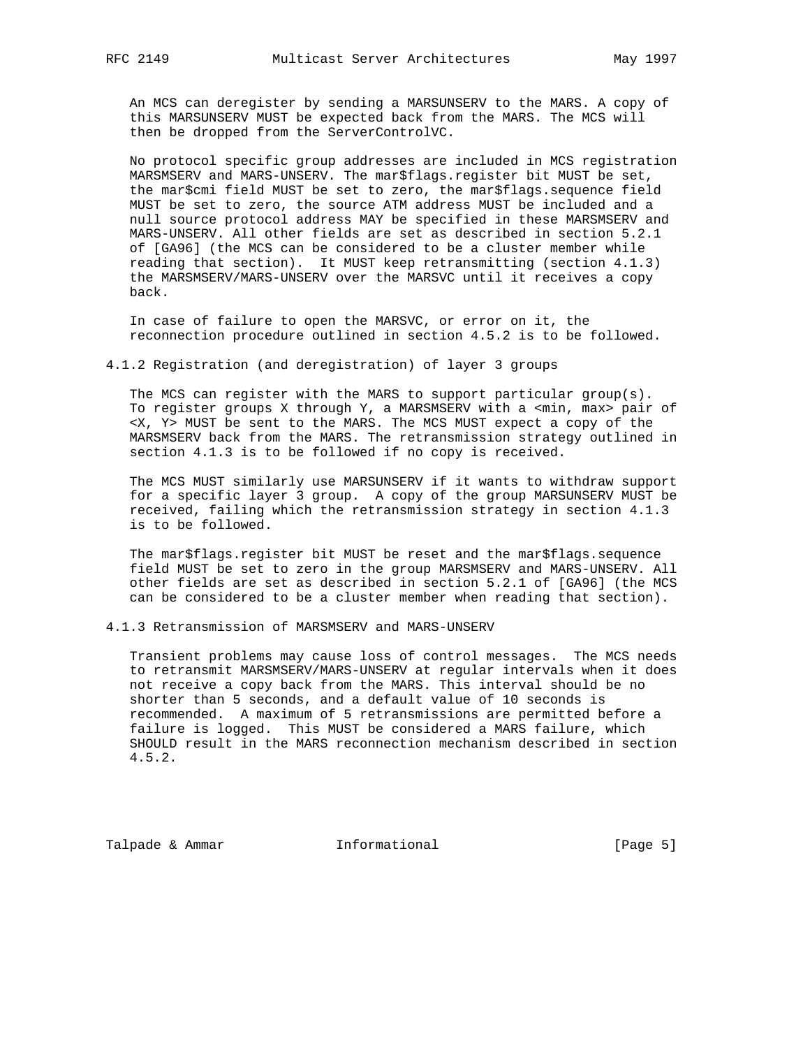An MCS can deregister by sending a MARSUNSERV to the MARS. A copy of this MARSUNSERV MUST be expected back from the MARS. The MCS will then be dropped from the ServerControlVC.

No protocol specific group addresses are included in MCS registration MARSMSERV and MARS-UNSERV. The mar$flags.register bit MUST be set, the mar$cmi field MUST be set to zero, the mar$flags.sequence field MUST be set to zero, the source ATM address MUST be included and a null source protocol address MAY be specified in these MARSMSERV and MARS-UNSERV. All other fields are set as described in section 5.2.1 of [GA96] (the MCS can be considered to be a cluster member while reading that section). It MUST keep retransmitting (section 4.1.3) the MARSMSERV/MARS-UNSERV over the MARSVC until it receives a copy back.

In case of failure to open the MARSVC, or error on it, the reconnection procedure outlined in section 4.5.2 is to be followed.

### 4.1.2 Registration (and deregistration) of layer 3 groups

The MCS can register with the MARS to support particular group(s). To register groups X through Y, a MARSMSERV with a <min, max> pair of <X, Y> MUST be sent to the MARS. The MCS MUST expect a copy of the MARSMSERV back from the MARS. The retransmission strategy outlined in section 4.1.3 is to be followed if no copy is received.

The MCS MUST similarly use MARSUNSERV if it wants to withdraw support for a specific layer 3 group. A copy of the group MARSUNSERV MUST be received, failing which the retransmission strategy in section 4.1.3 is to be followed.

The mar$flags.register bit MUST be reset and the mar$flags.sequence field MUST be set to zero in the group MARSMSERV and MARS-UNSERV. All other fields are set as described in section 5.2.1 of [GA96] (the MCS can be considered to be a cluster member when reading that section).

### 4.1.3 Retransmission of MARSMSERV and MARS-UNSERV

Transient problems may cause loss of control messages. The MCS needs to retransmit MARSMSERV/MARS-UNSERV at regular intervals when it does not receive a copy back from the MARS. This interval should be no shorter than 5 seconds, and a default value of 10 seconds is recommended. A maximum of 5 retransmissions are permitted before a failure is logged. This MUST be considered a MARS failure, which SHOULD result in the MARS reconnection mechanism described in section 4.5.2.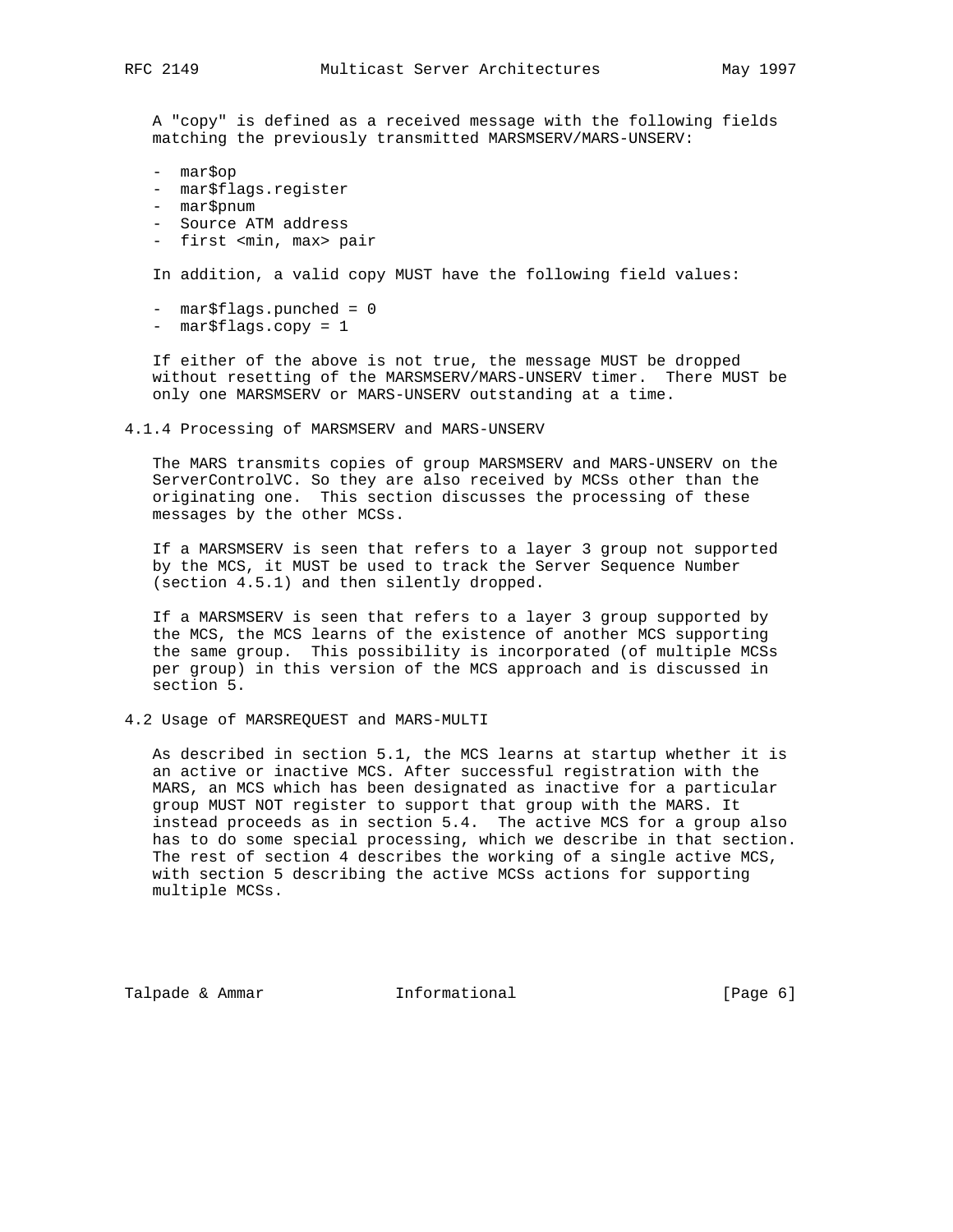A "copy" is defined as a received message with the following fields matching the previously transmitted MARSMSERV/MARS-UNSERV:

- mar$op
- mar$flags.register
- mar$pnum
- Source ATM address
- first <min, max> pair

In addition, a valid copy MUST have the following field values:

- mar$flags.punched = 0
- mar$flags.copy = 1

If either of the above is not true, the message MUST be dropped without resetting of the MARSMSERV/MARS-UNSERV timer. There MUST be only one MARSMSERV or MARS-UNSERV outstanding at a time.

### 4.1.4 Processing of MARSMSERV and MARS-UNSERV

The MARS transmits copies of group MARSMSERV and MARS-UNSERV on the ServerControlVC. So they are also received by MCSs other than the originating one. This section discusses the processing of these messages by the other MCSs.

If a MARSMSERV is seen that refers to a layer 3 group not supported by the MCS, it MUST be used to track the Server Sequence Number (section 4.5.1) and then silently dropped.

If a MARSMSERV is seen that refers to a layer 3 group supported by the MCS, the MCS learns of the existence of another MCS supporting the same group. This possibility is incorporated (of multiple MCSs per group) in this version of the MCS approach and is discussed in section 5.

## 4.2 Usage of MARSREQUEST and MARS-MULTI

As described in section 5.1, the MCS learns at startup whether it is an active or inactive MCS. After successful registration with the MARS, an MCS which has been designated as inactive for a particular group MUST NOT register to support that group with the MARS. It instead proceeds as in section 5.4. The active MCS for a group also has to do some special processing, which we describe in that section. The rest of section 4 describes the working of a single active MCS, with section 5 describing the active MCSs actions for supporting multiple MCSs.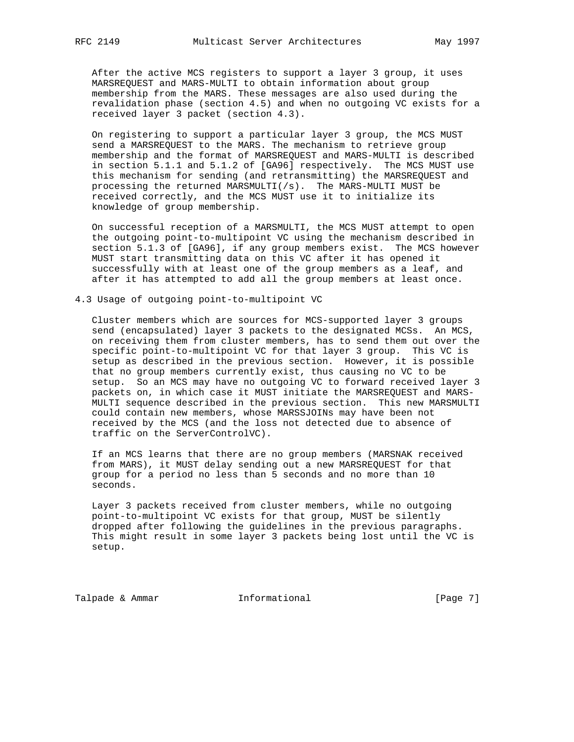After the active MCS registers to support a layer 3 group, it uses MARSREQUEST and MARS-MULTI to obtain information about group membership from the MARS. These messages are also used during the revalidation phase (section 4.5) and when no outgoing VC exists for a received layer 3 packet (section 4.3).

On registering to support a particular layer 3 group, the MCS MUST send a MARSREQUEST to the MARS. The mechanism to retrieve group membership and the format of MARSREQUEST and MARS-MULTI is described in section 5.1.1 and 5.1.2 of [GA96] respectively. The MCS MUST use this mechanism for sending (and retransmitting) the MARSREQUEST and processing the returned MARSMULTI(/s). The MARS-MULTI MUST be received correctly, and the MCS MUST use it to initialize its knowledge of group membership.

On successful reception of a MARSMULTI, the MCS MUST attempt to open the outgoing point-to-multipoint VC using the mechanism described in section 5.1.3 of [GA96], if any group members exist. The MCS however MUST start transmitting data on this VC after it has opened it successfully with at least one of the group members as a leaf, and after it has attempted to add all the group members at least once.

## 4.3 Usage of outgoing point-to-multipoint VC

Cluster members which are sources for MCS-supported layer 3 groups send (encapsulated) layer 3 packets to the designated MCSs. An MCS, on receiving them from cluster members, has to send them out over the specific point-to-multipoint VC for that layer 3 group. This VC is setup as described in the previous section. However, it is possible that no group members currently exist, thus causing no VC to be setup. So an MCS may have no outgoing VC to forward received layer 3 packets on, in which case it MUST initiate the MARSREQUEST and MARS-MULTI sequence described in the previous section. This new MARSMULTI could contain new members, whose MARSSJOINs may have been not received by the MCS (and the loss not detected due to absence of traffic on the ServerControlVC).

If an MCS learns that there are no group members (MARSNAK received from MARS), it MUST delay sending out a new MARSREQUEST for that group for a period no less than 5 seconds and no more than 10 seconds.

Layer 3 packets received from cluster members, while no outgoing point-to-multipoint VC exists for that group, MUST be silently dropped after following the guidelines in the previous paragraphs. This might result in some layer 3 packets being lost until the VC is setup.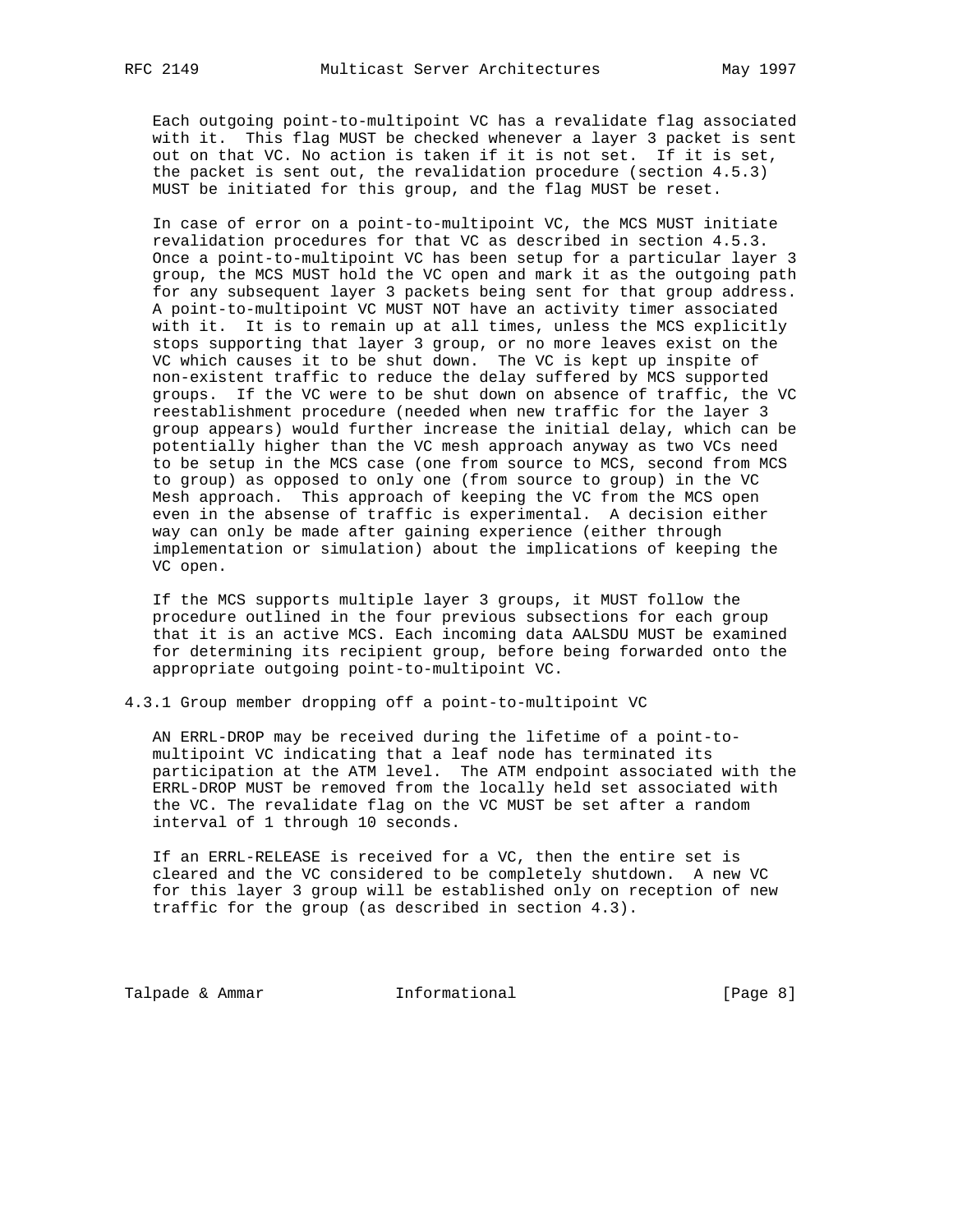Each outgoing point-to-multipoint VC has a revalidate flag associated with it. This flag MUST be checked whenever a layer 3 packet is sent out on that VC. No action is taken if it is not set. If it is set, the packet is sent out, the revalidation procedure (section 4.5.3) MUST be initiated for this group, and the flag MUST be reset.

In case of error on a point-to-multipoint VC, the MCS MUST initiate revalidation procedures for that VC as described in section 4.5.3. Once a point-to-multipoint VC has been setup for a particular layer 3 group, the MCS MUST hold the VC open and mark it as the outgoing path for any subsequent layer 3 packets being sent for that group address. A point-to-multipoint VC MUST NOT have an activity timer associated with it. It is to remain up at all times, unless the MCS explicitly stops supporting that layer 3 group, or no more leaves exist on the VC which causes it to be shut down. The VC is kept up inspite of non-existent traffic to reduce the delay suffered by MCS supported groups. If the VC were to be shut down on absence of traffic, the VC reestablishment procedure (needed when new traffic for the layer 3 group appears) would further increase the initial delay, which can be potentially higher than the VC mesh approach anyway as two VCs need to be setup in the MCS case (one from source to MCS, second from MCS to group) as opposed to only one (from source to group) in the VC Mesh approach. This approach of keeping the VC from the MCS open even in the absense of traffic is experimental. A decision either way can only be made after gaining experience (either through implementation or simulation) about the implications of keeping the VC open.

If the MCS supports multiple layer 3 groups, it MUST follow the procedure outlined in the four previous subsections for each group that it is an active MCS. Each incoming data AALSDU MUST be examined for determining its recipient group, before being forwarded onto the appropriate outgoing point-to-multipoint VC.

### 4.3.1 Group member dropping off a point-to-multipoint VC

AN ERRL-DROP may be received during the lifetime of a point-to-multipoint VC indicating that a leaf node has terminated its participation at the ATM level. The ATM endpoint associated with the ERRL-DROP MUST be removed from the locally held set associated with the VC. The revalidate flag on the VC MUST be set after a random interval of 1 through 10 seconds.

If an ERRL-RELEASE is received for a VC, then the entire set is cleared and the VC considered to be completely shutdown. A new VC for this layer 3 group will be established only on reception of new traffic for the group (as described in section 4.3).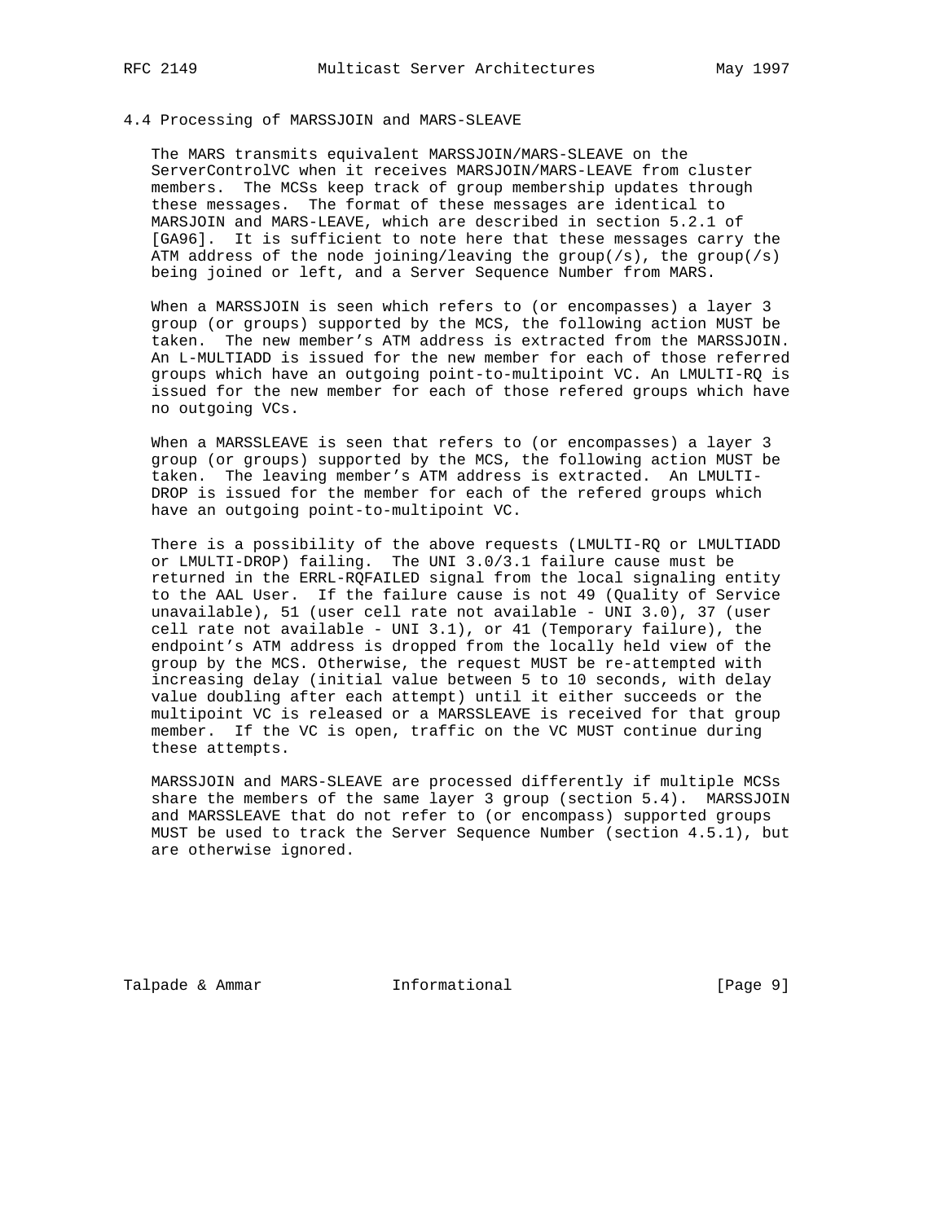### 4.4 Processing of MARSSJOIN and MARS-SLEAVE

The MARS transmits equivalent MARSSJOIN/MARS-SLEAVE on the ServerControlVC when it receives MARSJOIN/MARS-LEAVE from cluster members. The MCSs keep track of group membership updates through these messages. The format of these messages are identical to MARSJOIN and MARS-LEAVE, which are described in section 5.2.1 of [GA96]. It is sufficient to note here that these messages carry the ATM address of the node joining/leaving the group(/s), the group(/s) being joined or left, and a Server Sequence Number from MARS.

When a MARSSJOIN is seen which refers to (or encompasses) a layer 3 group (or groups) supported by the MCS, the following action MUST be taken. The new member's ATM address is extracted from the MARSSJOIN. An L-MULTIADD is issued for the new member for each of those referred groups which have an outgoing point-to-multipoint VC. An LMULTI-RQ is issued for the new member for each of those refered groups which have no outgoing VCs.

When a MARSSLEAVE is seen that refers to (or encompasses) a layer 3 group (or groups) supported by the MCS, the following action MUST be taken. The leaving member's ATM address is extracted. An LMULTI-DROP is issued for the member for each of the refered groups which have an outgoing point-to-multipoint VC.

There is a possibility of the above requests (LMULTI-RQ or LMULTIADD or LMULTI-DROP) failing. The UNI 3.0/3.1 failure cause must be returned in the ERRL-RQFAILED signal from the local signaling entity to the AAL User. If the failure cause is not 49 (Quality of Service unavailable), 51 (user cell rate not available - UNI 3.0), 37 (user cell rate not available - UNI 3.1), or 41 (Temporary failure), the endpoint's ATM address is dropped from the locally held view of the group by the MCS. Otherwise, the request MUST be re-attempted with increasing delay (initial value between 5 to 10 seconds, with delay value doubling after each attempt) until it either succeeds or the multipoint VC is released or a MARSSLEAVE is received for that group member. If the VC is open, traffic on the VC MUST continue during these attempts.

MARSSJOIN and MARS-SLEAVE are processed differently if multiple MCSs share the members of the same layer 3 group (section 5.4). MARSSJOIN and MARSSLEAVE that do not refer to (or encompass) supported groups MUST be used to track the Server Sequence Number (section 4.5.1), but are otherwise ignored.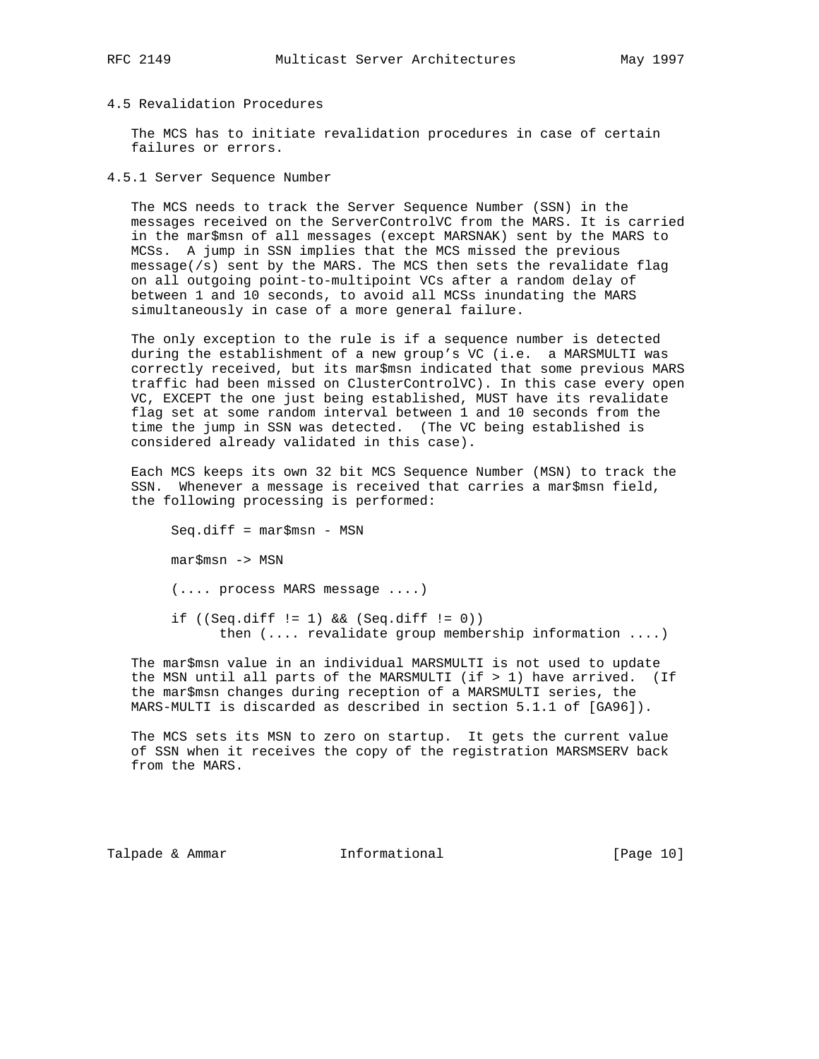### 4.5 Revalidation Procedures

The MCS has to initiate revalidation procedures in case of certain failures or errors.

#### 4.5.1 Server Sequence Number

The MCS needs to track the Server Sequence Number (SSN) in the messages received on the ServerControlVC from the MARS. It is carried in the mar$msn of all messages (except MARSNAK) sent by the MARS to MCSs. A jump in SSN implies that the MCS missed the previous message(/s) sent by the MARS. The MCS then sets the revalidate flag on all outgoing point-to-multipoint VCs after a random delay of between 1 and 10 seconds, to avoid all MCSs inundating the MARS simultaneously in case of a more general failure.

The only exception to the rule is if a sequence number is detected during the establishment of a new group's VC (i.e. a MARSMULTI was correctly received, but its mar$msn indicated that some previous MARS traffic had been missed on ClusterControlVC). In this case every open VC, EXCEPT the one just being established, MUST have its revalidate flag set at some random interval between 1 and 10 seconds from the time the jump in SSN was detected. (The VC being established is considered already validated in this case).

Each MCS keeps its own 32 bit MCS Sequence Number (MSN) to track the SSN. Whenever a message is received that carries a mar$msn field, the following processing is performed:

```
Seq.diff = mar$msn - MSN

mar$msn -> MSN

(.... process MARS message ....)

if ((Seq.diff != 1) && (Seq.diff != 0))
      then (.... revalidate group membership information ....)
```

The mar$msn value in an individual MARSMULTI is not used to update the MSN until all parts of the MARSMULTI (if > 1) have arrived. (If the mar$msn changes during reception of a MARSMULTI series, the MARS-MULTI is discarded as described in section 5.1.1 of [GA96]).

The MCS sets its MSN to zero on startup. It gets the current value of SSN when it receives the copy of the registration MARSMSERV back from the MARS.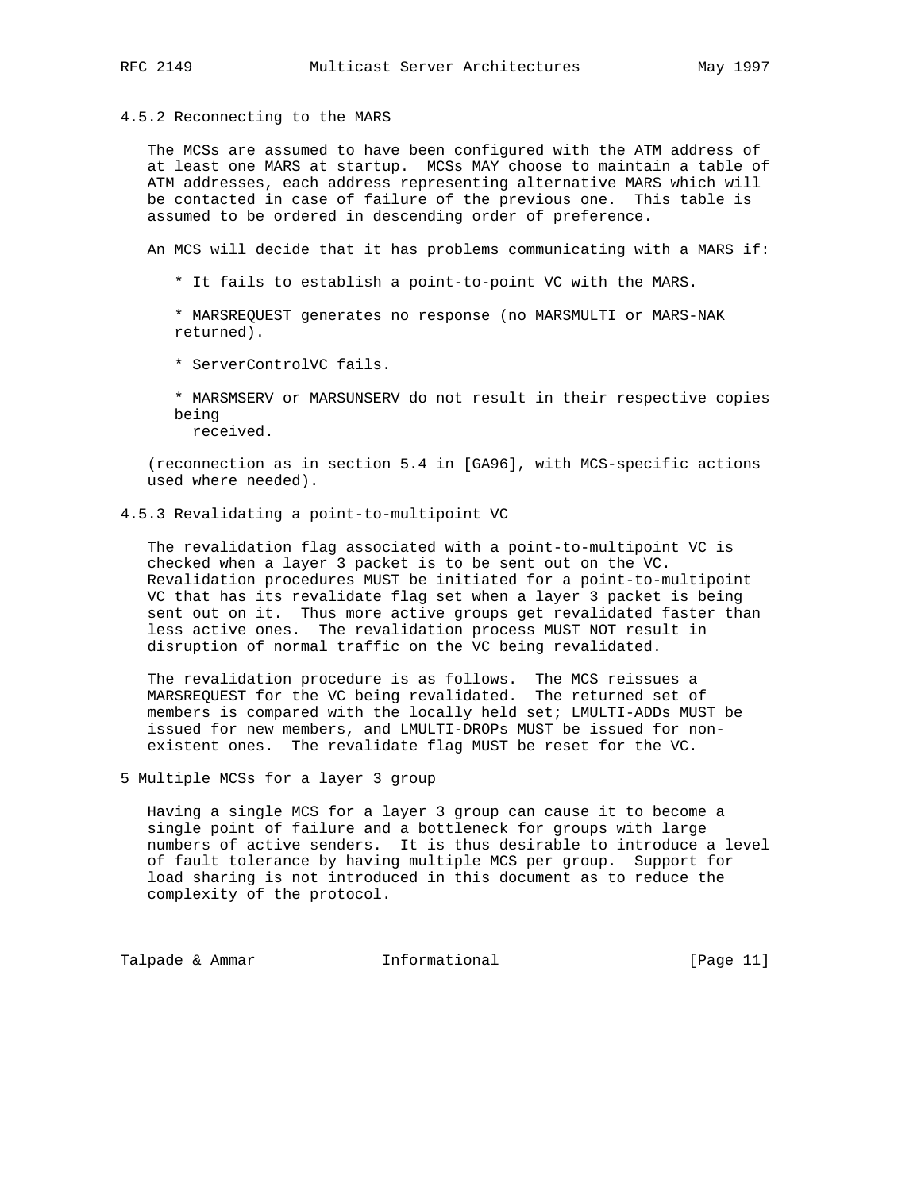### 4.5.2 Reconnecting to the MARS

The MCSs are assumed to have been configured with the ATM address of at least one MARS at startup. MCSs MAY choose to maintain a table of ATM addresses, each address representing alternative MARS which will be contacted in case of failure of the previous one. This table is assumed to be ordered in descending order of preference.

An MCS will decide that it has problems communicating with a MARS if:

* It fails to establish a point-to-point VC with the MARS.

* MARSREQUEST generates no response (no MARSMULTI or MARS-NAK returned).

* ServerControlVC fails.

* MARSMSERV or MARSUNSERV do not result in their respective copies being received.

(reconnection as in section 5.4 in [GA96], with MCS-specific actions used where needed).

### 4.5.3 Revalidating a point-to-multipoint VC

The revalidation flag associated with a point-to-multipoint VC is checked when a layer 3 packet is to be sent out on the VC. Revalidation procedures MUST be initiated for a point-to-multipoint VC that has its revalidate flag set when a layer 3 packet is being sent out on it. Thus more active groups get revalidated faster than less active ones. The revalidation process MUST NOT result in disruption of normal traffic on the VC being revalidated.

The revalidation procedure is as follows. The MCS reissues a MARSREQUEST for the VC being revalidated. The returned set of members is compared with the locally held set; LMULTI-ADDs MUST be issued for new members, and LMULTI-DROPs MUST be issued for non-existent ones. The revalidate flag MUST be reset for the VC.

## 5 Multiple MCSs for a layer 3 group

Having a single MCS for a layer 3 group can cause it to become a single point of failure and a bottleneck for groups with large numbers of active senders. It is thus desirable to introduce a level of fault tolerance by having multiple MCS per group. Support for load sharing is not introduced in this document as to reduce the complexity of the protocol.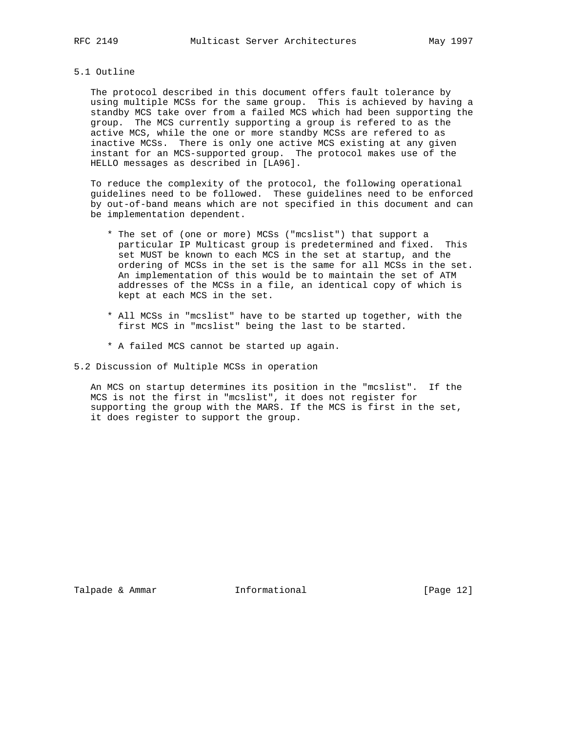### 5.1 Outline

The protocol described in this document offers fault tolerance by using multiple MCSs for the same group. This is achieved by having a standby MCS take over from a failed MCS which had been supporting the group. The MCS currently supporting a group is refered to as the active MCS, while the one or more standby MCSs are refered to as inactive MCSs. There is only one active MCS existing at any given instant for an MCS-supported group. The protocol makes use of the HELLO messages as described in [LA96].

To reduce the complexity of the protocol, the following operational guidelines need to be followed. These guidelines need to be enforced by out-of-band means which are not specified in this document and can be implementation dependent.

* The set of (one or more) MCSs ("mcslist") that support a particular IP Multicast group is predetermined and fixed. This set MUST be known to each MCS in the set at startup, and the ordering of MCSs in the set is the same for all MCSs in the set. An implementation of this would be to maintain the set of ATM addresses of the MCSs in a file, an identical copy of which is kept at each MCS in the set.

* All MCSs in "mcslist" have to be started up together, with the first MCS in "mcslist" being the last to be started.

* A failed MCS cannot be started up again.

### 5.2 Discussion of Multiple MCSs in operation

An MCS on startup determines its position in the "mcslist". If the MCS is not the first in "mcslist", it does not register for supporting the group with the MARS. If the MCS is first in the set, it does register to support the group.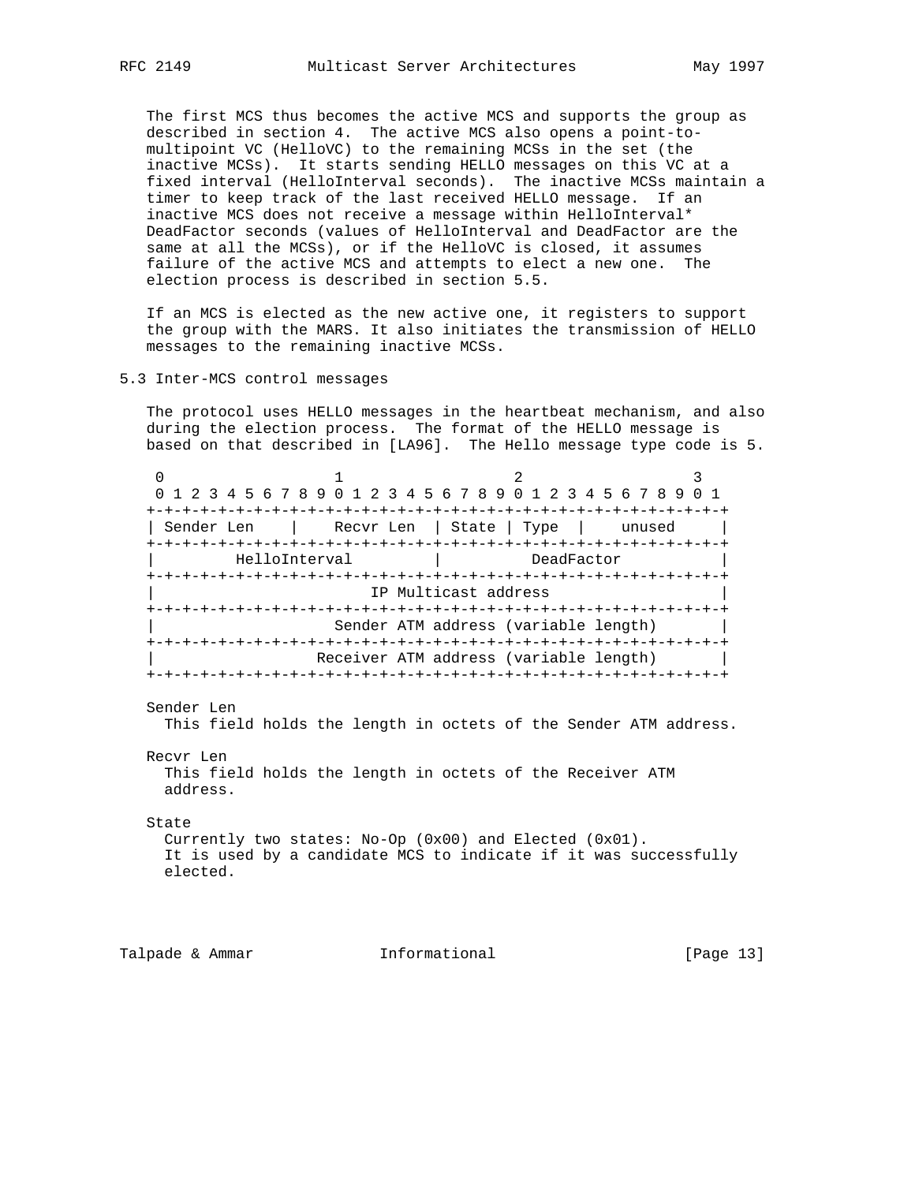The first MCS thus becomes the active MCS and supports the group as described in section 4. The active MCS also opens a point-to-multipoint VC (HelloVC) to the remaining MCSs in the set (the inactive MCSs). It starts sending HELLO messages on this VC at a fixed interval (HelloInterval seconds). The inactive MCSs maintain a timer to keep track of the last received HELLO message. If an inactive MCS does not receive a message within HelloInterval* DeadFactor seconds (values of HelloInterval and DeadFactor are the same at all the MCSs), or if the HelloVC is closed, it assumes failure of the active MCS and attempts to elect a new one. The election process is described in section 5.5.

If an MCS is elected as the new active one, it registers to support the group with the MARS. It also initiates the transmission of HELLO messages to the remaining inactive MCSs.

## 5.3 Inter-MCS control messages

The protocol uses HELLO messages in the heartbeat mechanism, and also during the election process. The format of the HELLO message is based on that described in [LA96]. The Hello message type code is 5.

```
 0                   1                   2                   3
 0 1 2 3 4 5 6 7 8 9 0 1 2 3 4 5 6 7 8 9 0 1 2 3 4 5 6 7 8 9 0 1
+-+-+-+-+-+-+-+-+-+-+-+-+-+-+-+-+-+-+-+-+-+-+-+-+-+-+-+-+-+-+-+-+
| Sender Len    |    Recvr Len  | State | Type  |    unused     |
+-+-+-+-+-+-+-+-+-+-+-+-+-+-+-+-+-+-+-+-+-+-+-+-+-+-+-+-+-+-+-+-+
|        HelloInterval          |          DeadFactor           |
+-+-+-+-+-+-+-+-+-+-+-+-+-+-+-+-+-+-+-+-+-+-+-+-+-+-+-+-+-+-+-+-+
|                      IP Multicast address                     |
+-+-+-+-+-+-+-+-+-+-+-+-+-+-+-+-+-+-+-+-+-+-+-+-+-+-+-+-+-+-+-+-+
|                  Sender ATM address (variable length)         |
+-+-+-+-+-+-+-+-+-+-+-+-+-+-+-+-+-+-+-+-+-+-+-+-+-+-+-+-+-+-+-+-+
|                 Receiver ATM address (variable length)        |
+-+-+-+-+-+-+-+-+-+-+-+-+-+-+-+-+-+-+-+-+-+-+-+-+-+-+-+-+-+-+-+-+
```

Sender Len
  This field holds the length in octets of the Sender ATM address.

Recvr Len
  This field holds the length in octets of the Receiver ATM address.

State
  Currently two states: No-Op (0x00) and Elected (0x01).
  It is used by a candidate MCS to indicate if it was successfully elected.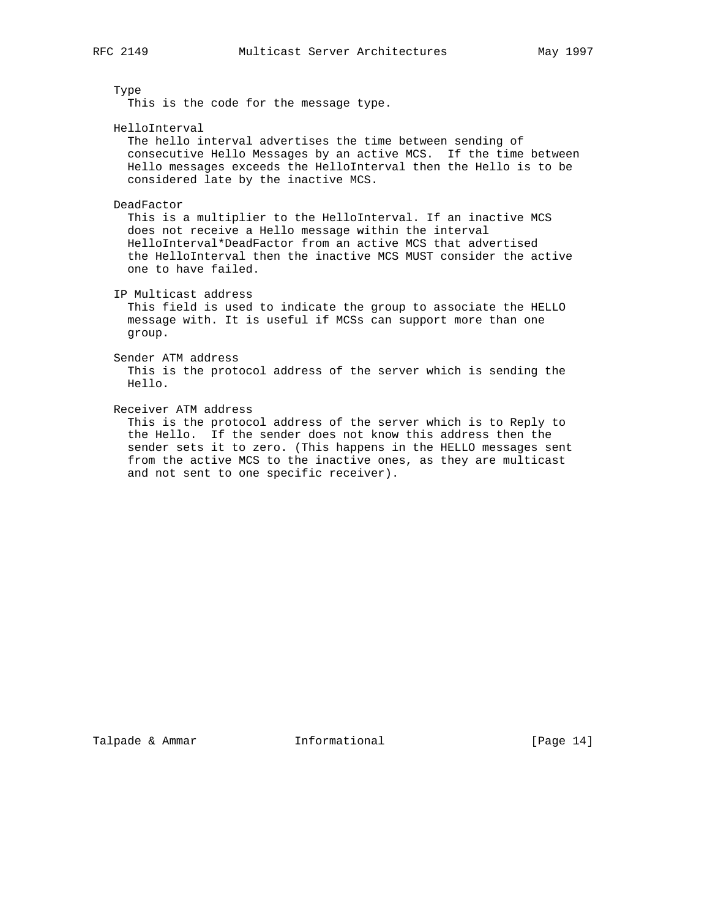Type
: This is the code for the message type.

HelloInterval
: The hello interval advertises the time between sending of consecutive Hello Messages by an active MCS. If the time between Hello messages exceeds the HelloInterval then the Hello is to be considered late by the inactive MCS.

DeadFactor
: This is a multiplier to the HelloInterval. If an inactive MCS does not receive a Hello message within the interval HelloInterval*DeadFactor from an active MCS that advertised the HelloInterval then the inactive MCS MUST consider the active one to have failed.

IP Multicast address
: This field is used to indicate the group to associate the HELLO message with. It is useful if MCSs can support more than one group.

Sender ATM address
: This is the protocol address of the server which is sending the Hello.

Receiver ATM address
: This is the protocol address of the server which is to Reply to the Hello. If the sender does not know this address then the sender sets it to zero. (This happens in the HELLO messages sent from the active MCS to the inactive ones, as they are multicast and not sent to one specific receiver).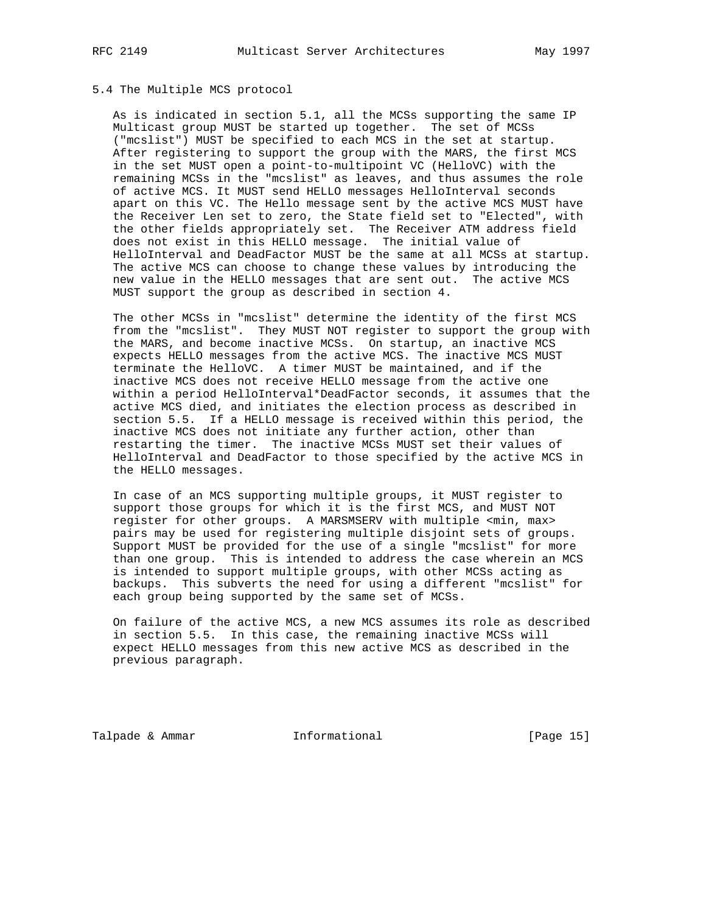### 5.4 The Multiple MCS protocol

As is indicated in section 5.1, all the MCSs supporting the same IP Multicast group MUST be started up together. The set of MCSs ("mcslist") MUST be specified to each MCS in the set at startup. After registering to support the group with the MARS, the first MCS in the set MUST open a point-to-multipoint VC (HelloVC) with the remaining MCSs in the "mcslist" as leaves, and thus assumes the role of active MCS. It MUST send HELLO messages HelloInterval seconds apart on this VC. The Hello message sent by the active MCS MUST have the Receiver Len set to zero, the State field set to "Elected", with the other fields appropriately set. The Receiver ATM address field does not exist in this HELLO message. The initial value of HelloInterval and DeadFactor MUST be the same at all MCSs at startup. The active MCS can choose to change these values by introducing the new value in the HELLO messages that are sent out. The active MCS MUST support the group as described in section 4.

The other MCSs in "mcslist" determine the identity of the first MCS from the "mcslist". They MUST NOT register to support the group with the MARS, and become inactive MCSs. On startup, an inactive MCS expects HELLO messages from the active MCS. The inactive MCS MUST terminate the HelloVC. A timer MUST be maintained, and if the inactive MCS does not receive HELLO message from the active one within a period HelloInterval*DeadFactor seconds, it assumes that the active MCS died, and initiates the election process as described in section 5.5. If a HELLO message is received within this period, the inactive MCS does not initiate any further action, other than restarting the timer. The inactive MCSs MUST set their values of HelloInterval and DeadFactor to those specified by the active MCS in the HELLO messages.

In case of an MCS supporting multiple groups, it MUST register to support those groups for which it is the first MCS, and MUST NOT register for other groups. A MARSMSERV with multiple <min, max> pairs may be used for registering multiple disjoint sets of groups. Support MUST be provided for the use of a single "mcslist" for more than one group. This is intended to address the case wherein an MCS is intended to support multiple groups, with other MCSs acting as backups. This subverts the need for using a different "mcslist" for each group being supported by the same set of MCSs.

On failure of the active MCS, a new MCS assumes its role as described in section 5.5. In this case, the remaining inactive MCSs will expect HELLO messages from this new active MCS as described in the previous paragraph.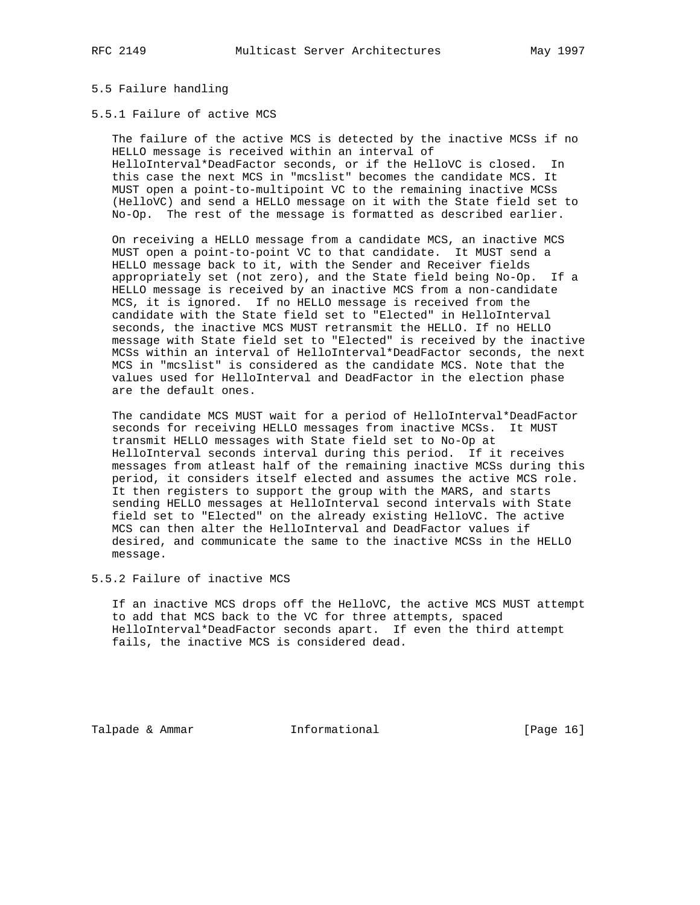### 5.5 Failure handling

#### 5.5.1 Failure of active MCS

The failure of the active MCS is detected by the inactive MCSs if no HELLO message is received within an interval of HelloInterval*DeadFactor seconds, or if the HelloVC is closed. In this case the next MCS in "mcslist" becomes the candidate MCS. It MUST open a point-to-multipoint VC to the remaining inactive MCSs (HelloVC) and send a HELLO message on it with the State field set to No-Op. The rest of the message is formatted as described earlier.

On receiving a HELLO message from a candidate MCS, an inactive MCS MUST open a point-to-point VC to that candidate. It MUST send a HELLO message back to it, with the Sender and Receiver fields appropriately set (not zero), and the State field being No-Op. If a HELLO message is received by an inactive MCS from a non-candidate MCS, it is ignored. If no HELLO message is received from the candidate with the State field set to "Elected" in HelloInterval seconds, the inactive MCS MUST retransmit the HELLO. If no HELLO message with State field set to "Elected" is received by the inactive MCSs within an interval of HelloInterval*DeadFactor seconds, the next MCS in "mcslist" is considered as the candidate MCS. Note that the values used for HelloInterval and DeadFactor in the election phase are the default ones.

The candidate MCS MUST wait for a period of HelloInterval*DeadFactor seconds for receiving HELLO messages from inactive MCSs. It MUST transmit HELLO messages with State field set to No-Op at HelloInterval seconds interval during this period. If it receives messages from atleast half of the remaining inactive MCSs during this period, it considers itself elected and assumes the active MCS role. It then registers to support the group with the MARS, and starts sending HELLO messages at HelloInterval second intervals with State field set to "Elected" on the already existing HelloVC. The active MCS can then alter the HelloInterval and DeadFactor values if desired, and communicate the same to the inactive MCSs in the HELLO message.

#### 5.5.2 Failure of inactive MCS

If an inactive MCS drops off the HelloVC, the active MCS MUST attempt to add that MCS back to the VC for three attempts, spaced HelloInterval*DeadFactor seconds apart. If even the third attempt fails, the inactive MCS is considered dead.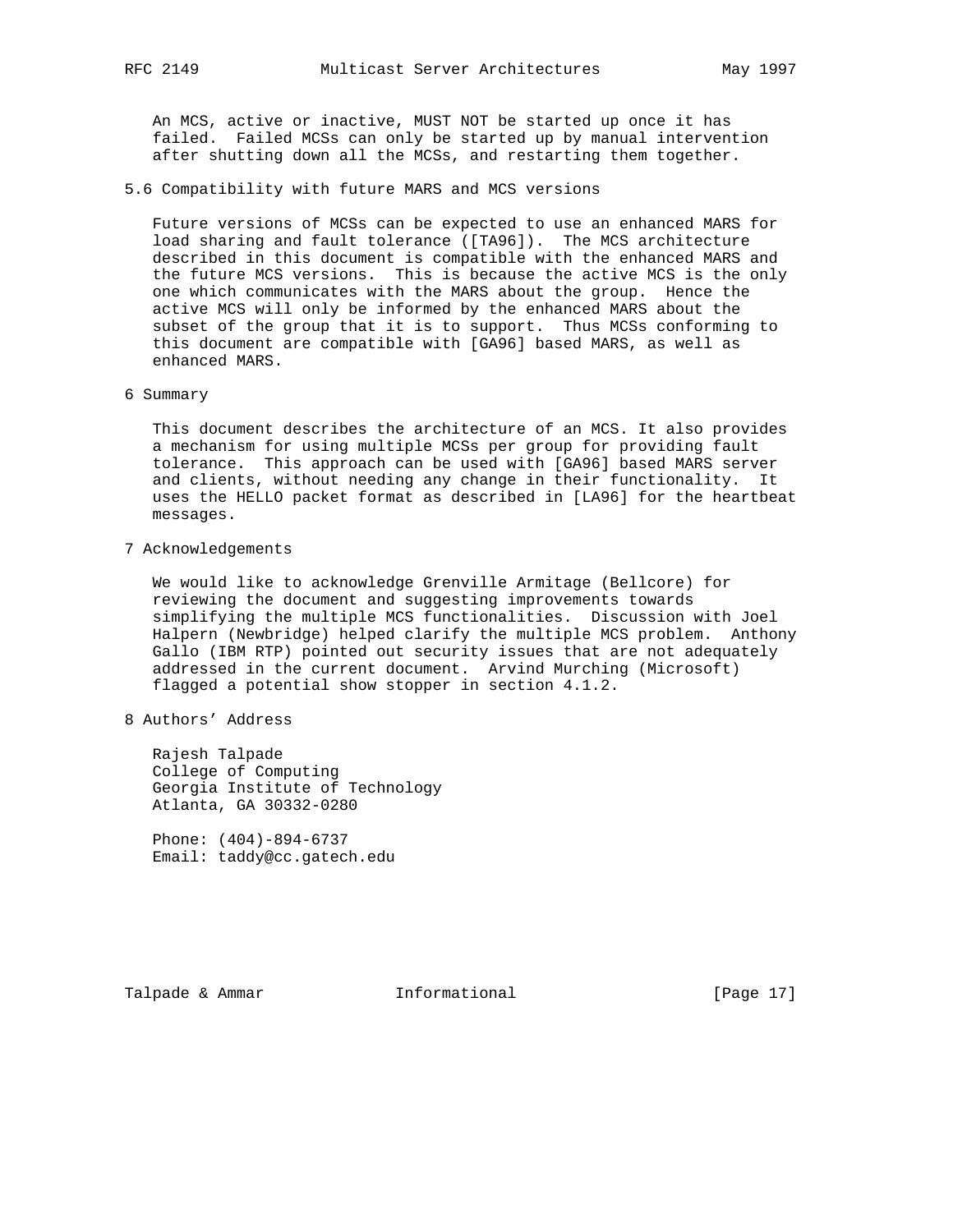An MCS, active or inactive, MUST NOT be started up once it has failed. Failed MCSs can only be started up by manual intervention after shutting down all the MCSs, and restarting them together.

## 5.6 Compatibility with future MARS and MCS versions

Future versions of MCSs can be expected to use an enhanced MARS for load sharing and fault tolerance ([TA96]). The MCS architecture described in this document is compatible with the enhanced MARS and the future MCS versions. This is because the active MCS is the only one which communicates with the MARS about the group. Hence the active MCS will only be informed by the enhanced MARS about the subset of the group that it is to support. Thus MCSs conforming to this document are compatible with [GA96] based MARS, as well as enhanced MARS.

# 6 Summary

This document describes the architecture of an MCS. It also provides a mechanism for using multiple MCSs per group for providing fault tolerance. This approach can be used with [GA96] based MARS server and clients, without needing any change in their functionality. It uses the HELLO packet format as described in [LA96] for the heartbeat messages.

# 7 Acknowledgements

We would like to acknowledge Grenville Armitage (Bellcore) for reviewing the document and suggesting improvements towards simplifying the multiple MCS functionalities. Discussion with Joel Halpern (Newbridge) helped clarify the multiple MCS problem. Anthony Gallo (IBM RTP) pointed out security issues that are not adequately addressed in the current document. Arvind Murching (Microsoft) flagged a potential show stopper in section 4.1.2.

# 8 Authors' Address

Rajesh Talpade
College of Computing
Georgia Institute of Technology
Atlanta, GA 30332-0280

Phone: (404)-894-6737
Email: taddy@cc.gatech.edu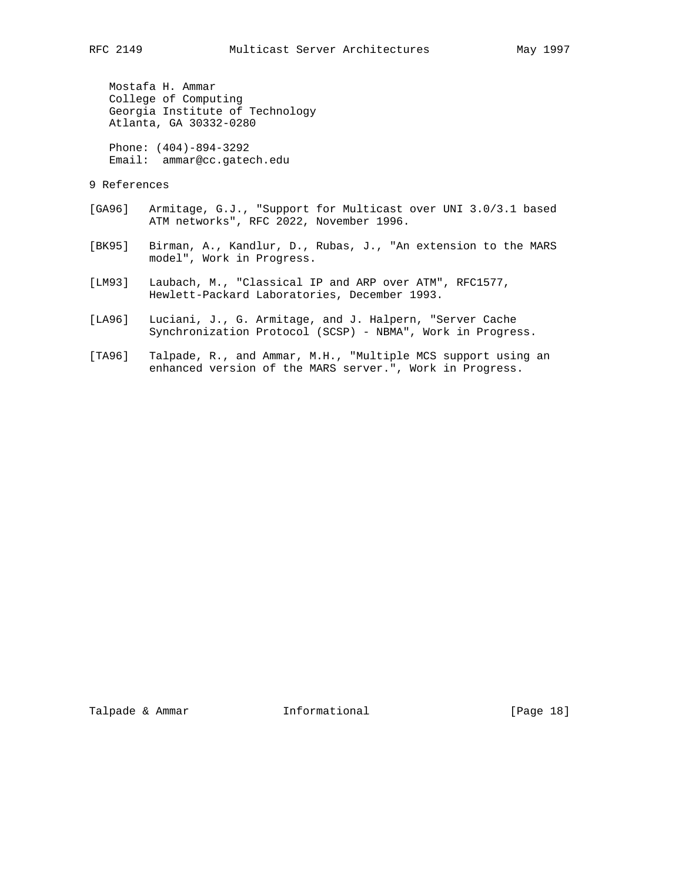Mostafa H. Ammar
College of Computing
Georgia Institute of Technology
Atlanta, GA 30332-0280

Phone: (404)-894-3292
Email: ammar@cc.gatech.edu

## 9 References

[GA96] Armitage, G.J., "Support for Multicast over UNI 3.0/3.1 based ATM networks", RFC 2022, November 1996.

[BK95] Birman, A., Kandlur, D., Rubas, J., "An extension to the MARS model", Work in Progress.

[LM93] Laubach, M., "Classical IP and ARP over ATM", RFC1577, Hewlett-Packard Laboratories, December 1993.

[LA96] Luciani, J., G. Armitage, and J. Halpern, "Server Cache Synchronization Protocol (SCSP) - NBMA", Work in Progress.

[TA96] Talpade, R., and Ammar, M.H., "Multiple MCS support using an enhanced version of the MARS server.", Work in Progress.